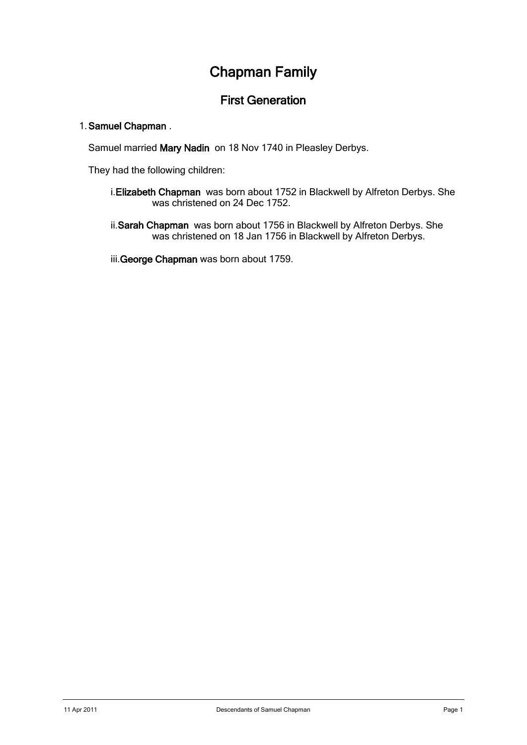# Chapman Family

## First Generation

1. **Samuel Chapman** .

Samuel married **Mary Nadin** on 18 Nov 1740 in Pleasley Derbys.

They had the following children:

i. **Elizabeth Chapman** was born about 1752 in Blackwell by Alfreton Derbys. She was christened on 24 Dec 1752.

ii. **Sarah Chapman** was born about 1756 in Blackwell by Alfreton Derbys. She was christened on 18 Jan 1756 in Blackwell by Alfreton Derbys.

iii. **George Chapman** was born about 1759.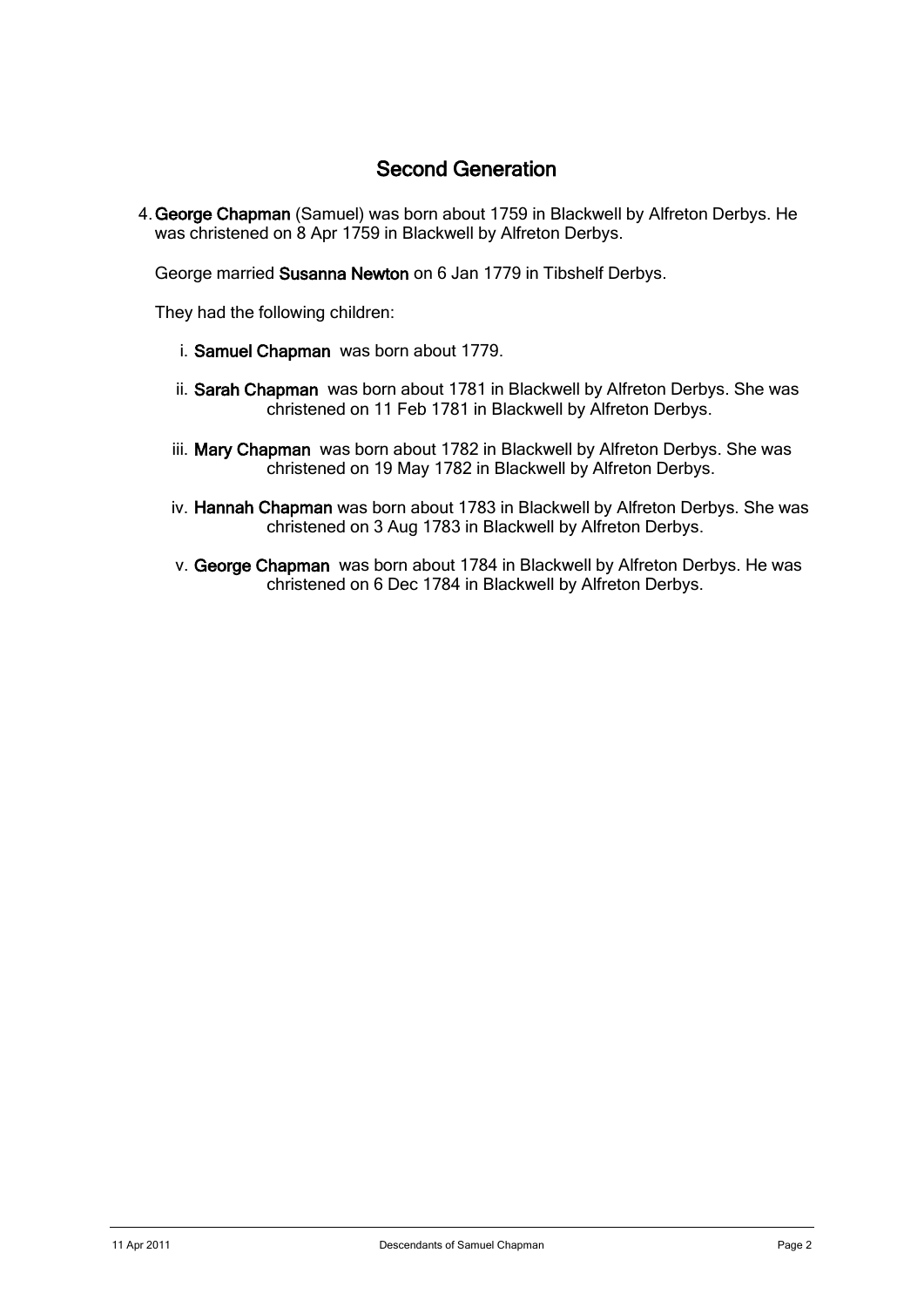## Second Generation

4. **George Chapman** (Samuel) was born about 1759 in Blackwell by Alfreton Derbys. He was christened on 8 Apr 1759 in Blackwell by Alfreton Derbys.

   George married **Susanna Newton** on 6 Jan 1779 in Tibshelf Derbys.

   They had the following children:

   i. **Samuel Chapman** was born about 1779.

   ii. **Sarah Chapman** was born about 1781 in Blackwell by Alfreton Derbys. She was christened on 11 Feb 1781 in Blackwell by Alfreton Derbys.

   iii. **Mary Chapman** was born about 1782 in Blackwell by Alfreton Derbys. She was christened on 19 May 1782 in Blackwell by Alfreton Derbys.

   iv. **Hannah Chapman** was born about 1783 in Blackwell by Alfreton Derbys. She was christened on 3 Aug 1783 in Blackwell by Alfreton Derbys.

   v. **George Chapman** was born about 1784 in Blackwell by Alfreton Derbys. He was christened on 6 Dec 1784 in Blackwell by Alfreton Derbys.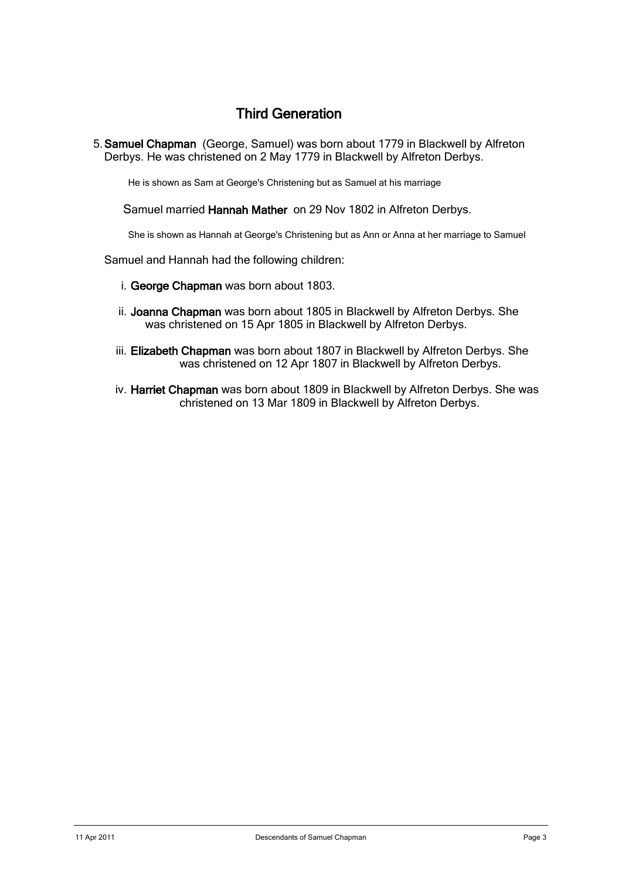## Third Generation

5. **Samuel Chapman** (George, Samuel) was born about 1779 in Blackwell by Alfreton Derbys. He was christened on 2 May 1779 in Blackwell by Alfreton Derbys.

   He is shown as Sam at George's Christening but as Samuel at his marriage

   Samuel married **Hannah Mather** on 29 Nov 1802 in Alfreton Derbys.

   She is shown as Hannah at George's Christening but as Ann or Anna at her marriage to Samuel

   Samuel and Hannah had the following children:

   i. **George Chapman** was born about 1803.

   ii. **Joanna Chapman** was born about 1805 in Blackwell by Alfreton Derbys. She was christened on 15 Apr 1805 in Blackwell by Alfreton Derbys.

   iii. **Elizabeth Chapman** was born about 1807 in Blackwell by Alfreton Derbys. She was christened on 12 Apr 1807 in Blackwell by Alfreton Derbys.

   iv. **Harriet Chapman** was born about 1809 in Blackwell by Alfreton Derbys. She was christened on 13 Mar 1809 in Blackwell by Alfreton Derbys.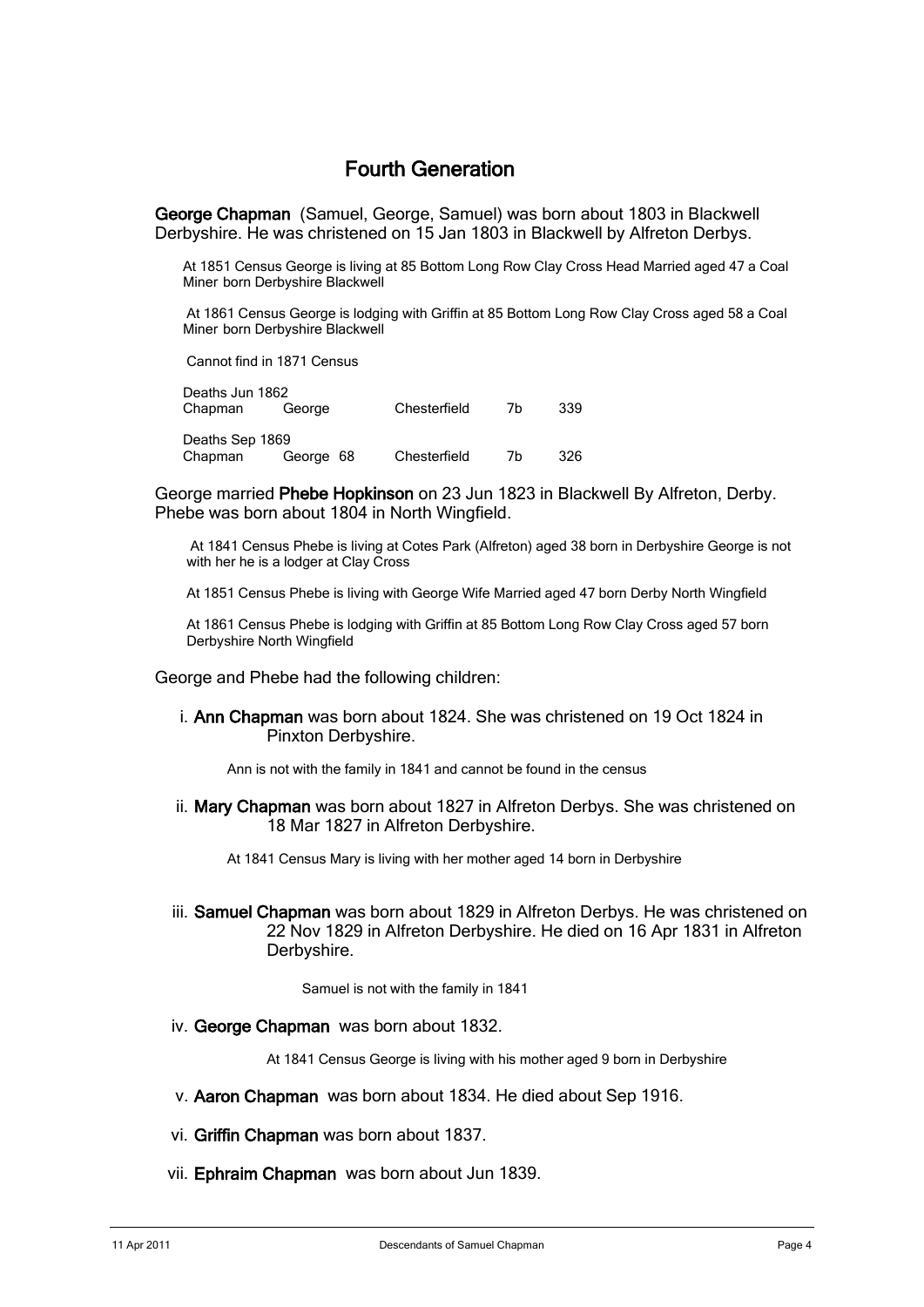## Fourth Generation

**George Chapman** (Samuel, George, Samuel) was born about 1803 in Blackwell Derbyshire. He was christened on 15 Jan 1803 in Blackwell by Alfreton Derbys.

At 1851 Census George is living at 85 Bottom Long Row Clay Cross Head Married aged 47 a Coal Miner born Derbyshire Blackwell

At 1861 Census George is lodging with Griffin at 85 Bottom Long Row Clay Cross aged 58 a Coal Miner born Derbyshire Blackwell

Cannot find in 1871 Census

Deaths Jun 1862

| Chapman | George | Chesterfield | 7b | 339 |
|---|---|---|---|---|

Deaths Sep 1869

| Chapman | George 68 | Chesterfield | 7b | 326 |
|---|---|---|---|---|

George married **Phebe Hopkinson** on 23 Jun 1823 in Blackwell By Alfreton, Derby. Phebe was born about 1804 in North Wingfield.

At 1841 Census Phebe is living at Cotes Park (Alfreton) aged 38 born in Derbyshire George is not with her he is a lodger at Clay Cross

At 1851 Census Phebe is living with George Wife Married aged 47 born Derby North Wingfield

At 1861 Census Phebe is lodging with Griffin at 85 Bottom Long Row Clay Cross aged 57 born Derbyshire North Wingfield

George and Phebe had the following children:

i. **Ann Chapman** was born about 1824. She was christened on 19 Oct 1824 in Pinxton Derbyshire.

Ann is not with the family in 1841 and cannot be found in the census

ii. **Mary Chapman** was born about 1827 in Alfreton Derbys. She was christened on 18 Mar 1827 in Alfreton Derbyshire.

At 1841 Census Mary is living with her mother aged 14 born in Derbyshire

iii. **Samuel Chapman** was born about 1829 in Alfreton Derbys. He was christened on 22 Nov 1829 in Alfreton Derbyshire. He died on 16 Apr 1831 in Alfreton Derbyshire.

Samuel is not with the family in 1841

iv. **George Chapman** was born about 1832.

At 1841 Census George is living with his mother aged 9 born in Derbyshire

v. **Aaron Chapman** was born about 1834. He died about Sep 1916.

vi. **Griffin Chapman** was born about 1837.

vii. **Ephraim Chapman** was born about Jun 1839.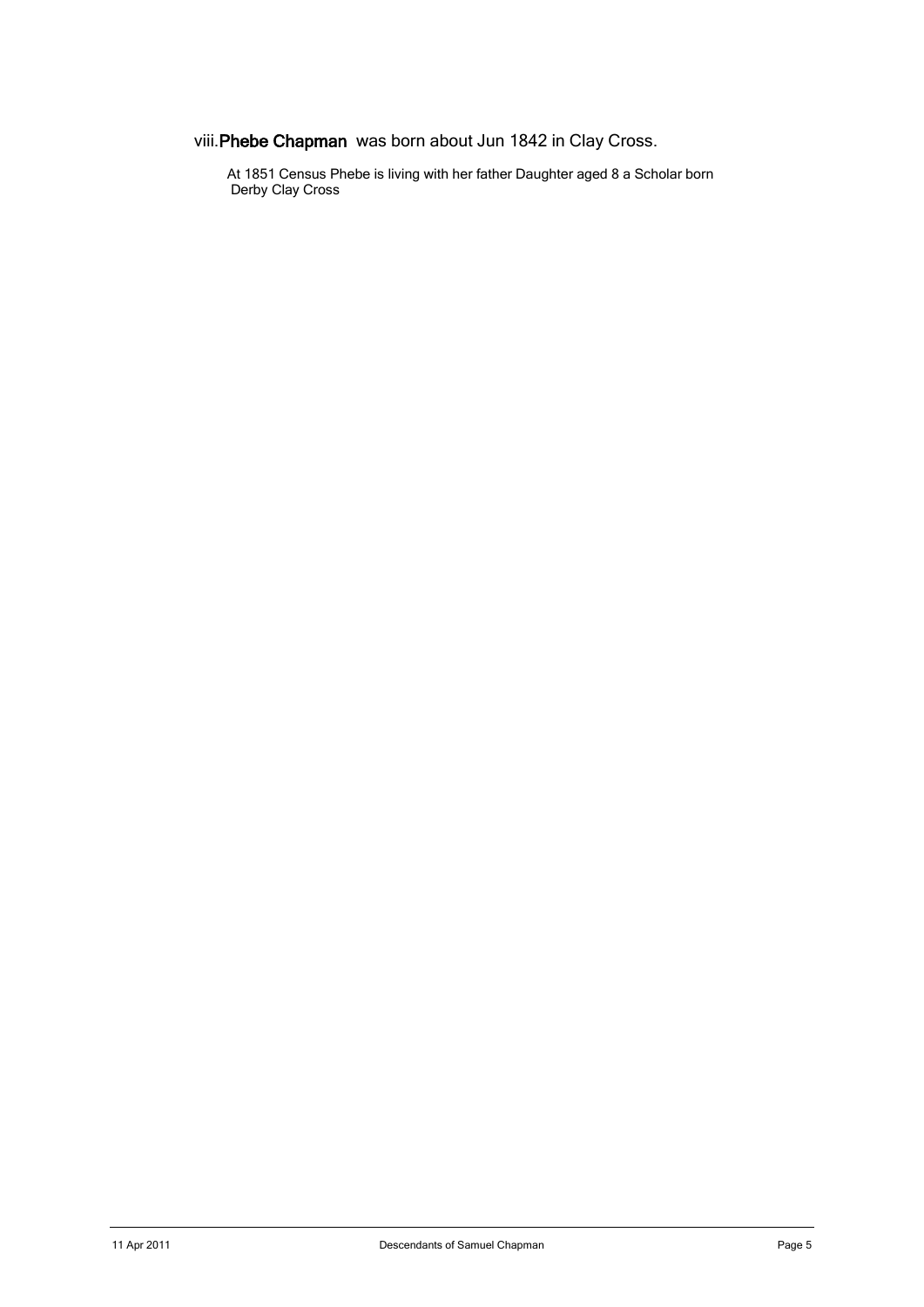viii. **Phebe Chapman** was born about Jun 1842 in Clay Cross.

At 1851 Census Phebe is living with her father Daughter aged 8 a Scholar born Derby Clay Cross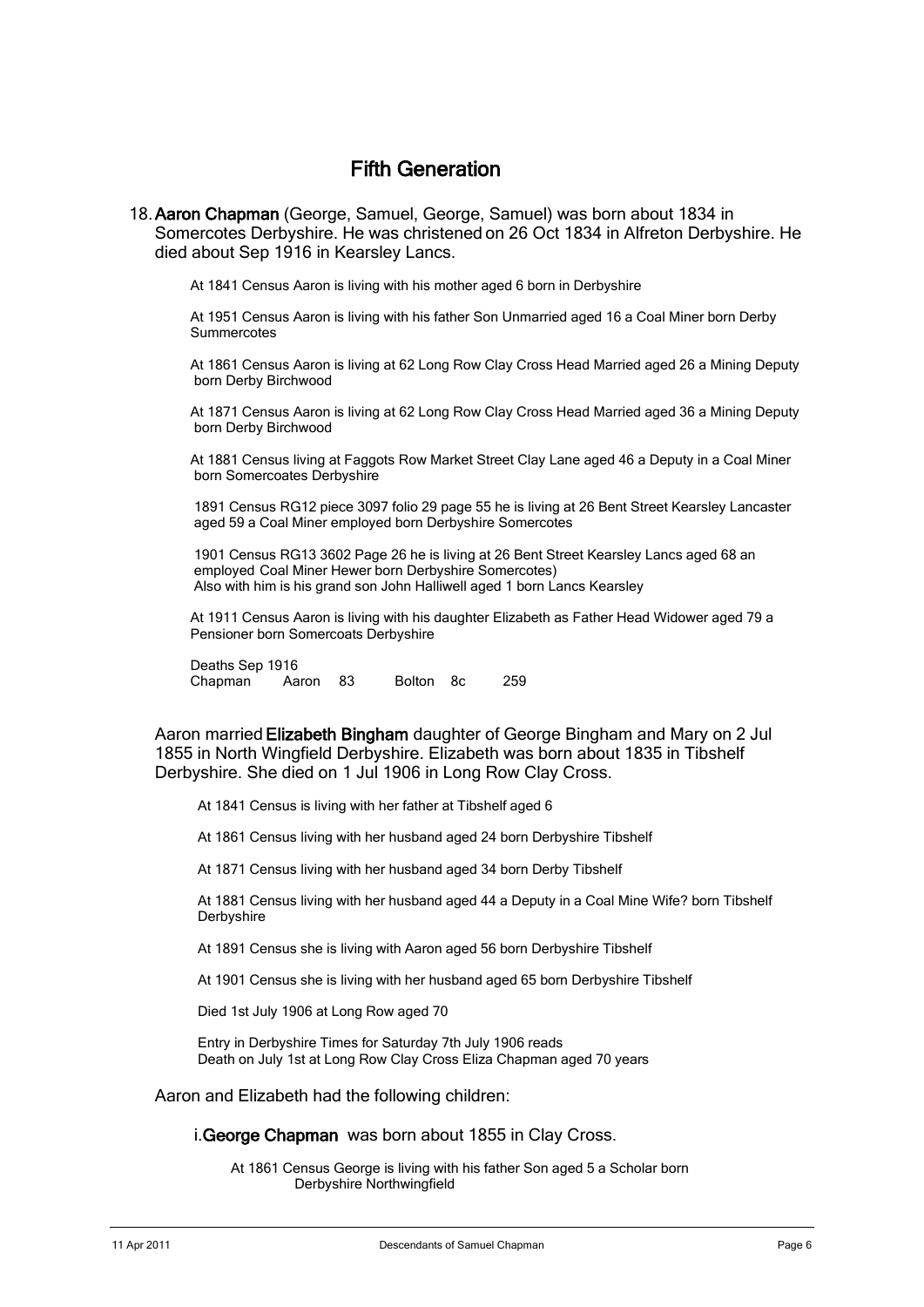# Fifth Generation

18. **Aaron Chapman** (George, Samuel, George, Samuel) was born about 1834 in Somercotes Derbyshire. He was christened on 26 Oct 1834 in Alfreton Derbyshire. He died about Sep 1916 in Kearsley Lancs.

 At 1841 Census Aaron is living with his mother aged 6 born in Derbyshire

 At 1951 Census Aaron is living with his father Son Unmarried aged 16 a Coal Miner born Derby Summercotes

 At 1861 Census Aaron is living at 62 Long Row Clay Cross Head Married aged 26 a Mining Deputy born Derby Birchwood

 At 1871 Census Aaron is living at 62 Long Row Clay Cross Head Married aged 36 a Mining Deputy born Derby Birchwood

 At 1881 Census living at Faggots Row Market Street Clay Lane aged 46 a Deputy in a Coal Miner born Somercoates Derbyshire

 1891 Census RG12 piece 3097 folio 29 page 55 he is living at 26 Bent Street Kearsley Lancaster aged 59 a Coal Miner employed born Derbyshire Somercotes

 1901 Census RG13 3602 Page 26 he is living at 26 Bent Street Kearsley Lancs aged 68 an employed Coal Miner Hewer born Derbyshire Somercotes)
 Also with him is his grand son John Halliwell aged 1 born Lancs Kearsley

 At 1911 Census Aaron is living with his daughter Elizabeth as Father Head Widower aged 79 a Pensioner born Somercoats Derbyshire

 Deaths Sep 1916
 Chapman Aaron 83 Bolton 8c 259

Aaron married **Elizabeth Bingham** daughter of George Bingham and Mary on 2 Jul 1855 in North Wingfield Derbyshire. Elizabeth was born about 1835 in Tibshelf Derbyshire. She died on 1 Jul 1906 in Long Row Clay Cross.

 At 1841 Census is living with her father at Tibshelf aged 6

 At 1861 Census living with her husband aged 24 born Derbyshire Tibshelf

 At 1871 Census living with her husband aged 34 born Derby Tibshelf

 At 1881 Census living with her husband aged 44 a Deputy in a Coal Mine Wife? born Tibshelf Derbyshire

 At 1891 Census she is living with Aaron aged 56 born Derbyshire Tibshelf

 At 1901 Census she is living with her husband aged 65 born Derbyshire Tibshelf

 Died 1st July 1906 at Long Row aged 70

 Entry in Derbyshire Times for Saturday 7th July 1906 reads
 Death on July 1st at Long Row Clay Cross Eliza Chapman aged 70 years

Aaron and Elizabeth had the following children:

 i. **George Chapman** was born about 1855 in Clay Cross.

 At 1861 Census George is living with his father Son aged 5 a Scholar born Derbyshire Northwingfield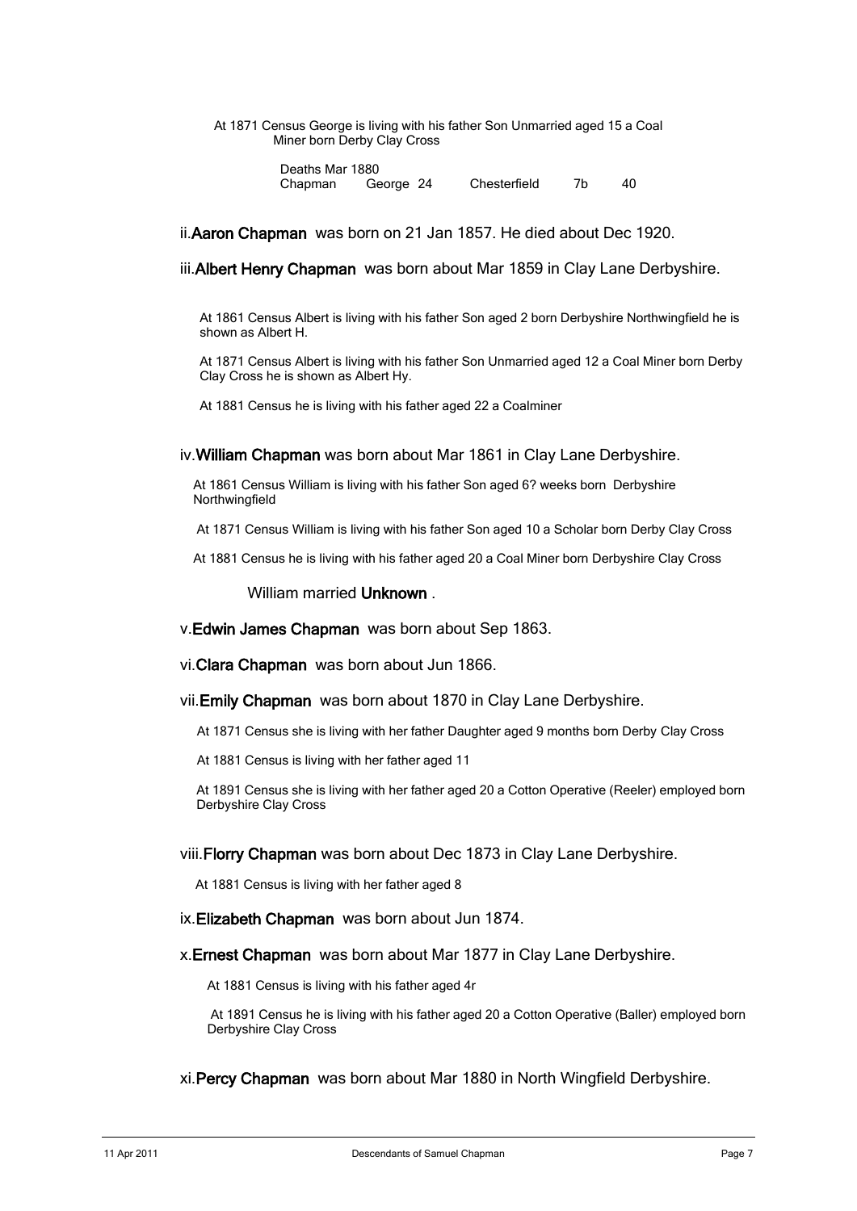At 1871 Census George is living with his father Son Unmarried aged 15 a Coal Miner born Derby Clay Cross

| Deaths Mar 1880 | | | | |
|---|---|---|---|---|
| Chapman | George 24 | Chesterfield | 7b | 40 |

ii.**Aaron Chapman** was born on 21 Jan 1857. He died about Dec 1920.

iii.**Albert Henry Chapman** was born about Mar 1859 in Clay Lane Derbyshire.

At 1861 Census Albert is living with his father Son aged 2 born Derbyshire Northwingfield he is shown as Albert H.

At 1871 Census Albert is living with his father Son Unmarried aged 12 a Coal Miner born Derby Clay Cross he is shown as Albert Hy.

At 1881 Census he is living with his father aged 22 a Coalminer

iv.**William Chapman** was born about Mar 1861 in Clay Lane Derbyshire.

At 1861 Census William is living with his father Son aged 6? weeks born Derbyshire Northwingfield

At 1871 Census William is living with his father Son aged 10 a Scholar born Derby Clay Cross

At 1881 Census he is living with his father aged 20 a Coal Miner born Derbyshire Clay Cross

William married **Unknown** .

v.**Edwin James Chapman** was born about Sep 1863.

vi.**Clara Chapman** was born about Jun 1866.

vii.**Emily Chapman** was born about 1870 in Clay Lane Derbyshire.

At 1871 Census she is living with her father Daughter aged 9 months born Derby Clay Cross

At 1881 Census is living with her father aged 11

At 1891 Census she is living with her father aged 20 a Cotton Operative (Reeler) employed born Derbyshire Clay Cross

viii.**Florry Chapman** was born about Dec 1873 in Clay Lane Derbyshire.

At 1881 Census is living with her father aged 8

ix.**Elizabeth Chapman** was born about Jun 1874.

x.**Ernest Chapman** was born about Mar 1877 in Clay Lane Derbyshire.

At 1881 Census is living with his father aged 4r

At 1891 Census he is living with his father aged 20 a Cotton Operative (Baller) employed born Derbyshire Clay Cross

xi.**Percy Chapman** was born about Mar 1880 in North Wingfield Derbyshire.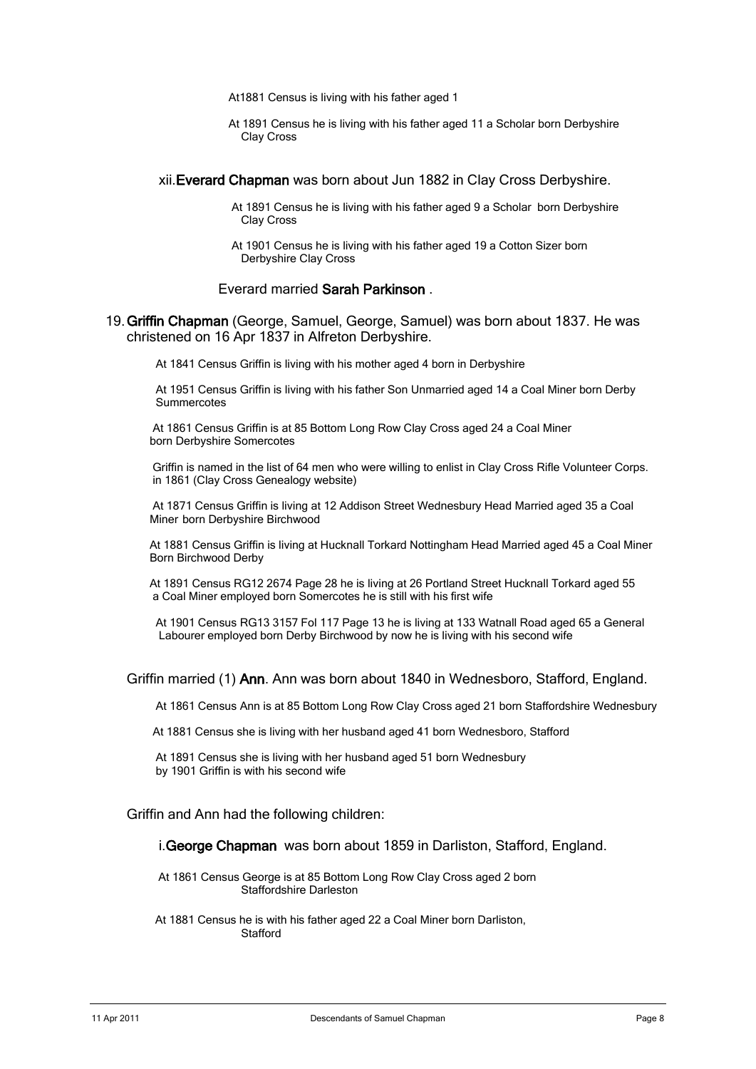At1881 Census is living with his father aged 1

At 1891 Census he is living with his father aged 11 a Scholar born Derbyshire Clay Cross

xii. **Everard Chapman** was born about Jun 1882 in Clay Cross Derbyshire.

At 1891 Census he is living with his father aged 9 a Scholar born Derbyshire Clay Cross

At 1901 Census he is living with his father aged 19 a Cotton Sizer born Derbyshire Clay Cross

Everard married **Sarah Parkinson** .

19. **Griffin Chapman** (George, Samuel, George, Samuel) was born about 1837. He was christened on 16 Apr 1837 in Alfreton Derbyshire.

At 1841 Census Griffin is living with his mother aged 4 born in Derbyshire

At 1951 Census Griffin is living with his father Son Unmarried aged 14 a Coal Miner born Derby Summercotes

At 1861 Census Griffin is at 85 Bottom Long Row Clay Cross aged 24 a Coal Miner born Derbyshire Somercotes

Griffin is named in the list of 64 men who were willing to enlist in Clay Cross Rifle Volunteer Corps. in 1861 (Clay Cross Genealogy website)

At 1871 Census Griffin is living at 12 Addison Street Wednesbury Head Married aged 35 a Coal Miner born Derbyshire Birchwood

At 1881 Census Griffin is living at Hucknall Torkard Nottingham Head Married aged 45 a Coal Miner Born Birchwood Derby

At 1891 Census RG12 2674 Page 28 he is living at 26 Portland Street Hucknall Torkard aged 55 a Coal Miner employed born Somercotes he is still with his first wife

At 1901 Census RG13 3157 Fol 117 Page 13 he is living at 133 Watnall Road aged 65 a General Labourer employed born Derby Birchwood by now he is living with his second wife

Griffin married (1) **Ann**. Ann was born about 1840 in Wednesboro, Stafford, England.

At 1861 Census Ann is at 85 Bottom Long Row Clay Cross aged 21 born Staffordshire Wednesbury

At 1881 Census she is living with her husband aged 41 born Wednesboro, Stafford

At 1891 Census she is living with her husband aged 51 born Wednesbury by 1901 Griffin is with his second wife

Griffin and Ann had the following children:

i. **George Chapman** was born about 1859 in Darliston, Stafford, England.

At 1861 Census George is at 85 Bottom Long Row Clay Cross aged 2 born Staffordshire Darleston

At 1881 Census he is with his father aged 22 a Coal Miner born Darliston, Stafford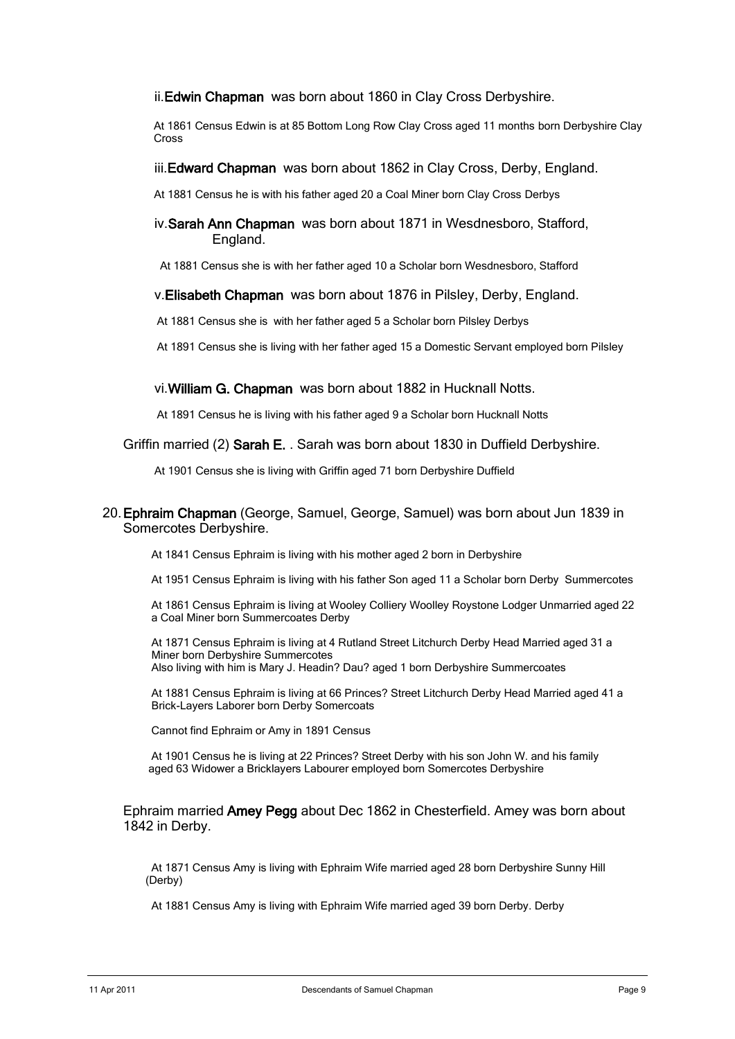ii. **Edwin Chapman** was born about 1860 in Clay Cross Derbyshire.

At 1861 Census Edwin is at 85 Bottom Long Row Clay Cross aged 11 months born Derbyshire Clay Cross

iii. **Edward Chapman** was born about 1862 in Clay Cross, Derby, England.

At 1881 Census he is with his father aged 20 a Coal Miner born Clay Cross Derbys

iv. **Sarah Ann Chapman** was born about 1871 in Wesdnesboro, Stafford, England.

At 1881 Census she is with her father aged 10 a Scholar born Wesdnesboro, Stafford

v. **Elisabeth Chapman** was born about 1876 in Pilsley, Derby, England.

At 1881 Census she is with her father aged 5 a Scholar born Pilsley Derbys

At 1891 Census she is living with her father aged 15 a Domestic Servant employed born Pilsley

vi. **William G. Chapman** was born about 1882 in Hucknall Notts.

At 1891 Census he is living with his father aged 9 a Scholar born Hucknall Notts

Griffin married (2) **Sarah E.** . Sarah was born about 1830 in Duffield Derbyshire.

At 1901 Census she is living with Griffin aged 71 born Derbyshire Duffield

20. **Ephraim Chapman** (George, Samuel, George, Samuel) was born about Jun 1839 in Somercotes Derbyshire.

At 1841 Census Ephraim is living with his mother aged 2 born in Derbyshire

At 1951 Census Ephraim is living with his father Son aged 11 a Scholar born Derby Summercotes

At 1861 Census Ephraim is living at Wooley Colliery Woolley Roystone Lodger Unmarried aged 22 a Coal Miner born Summercoates Derby

At 1871 Census Ephraim is living at 4 Rutland Street Litchurch Derby Head Married aged 31 a Miner born Derbyshire Summercotes
Also living with him is Mary J. Headin? Dau? aged 1 born Derbyshire Summercoates

At 1881 Census Ephraim is living at 66 Princes? Street Litchurch Derby Head Married aged 41 a Brick-Layers Laborer born Derby Somercoats

Cannot find Ephraim or Amy in 1891 Census

At 1901 Census he is living at 22 Princes? Street Derby with his son John W. and his family aged 63 Widower a Bricklayers Labourer employed born Somercotes Derbyshire

Ephraim married **Amey Pegg** about Dec 1862 in Chesterfield. Amey was born about 1842 in Derby.

At 1871 Census Amy is living with Ephraim Wife married aged 28 born Derbyshire Sunny Hill (Derby)

At 1881 Census Amy is living with Ephraim Wife married aged 39 born Derby. Derby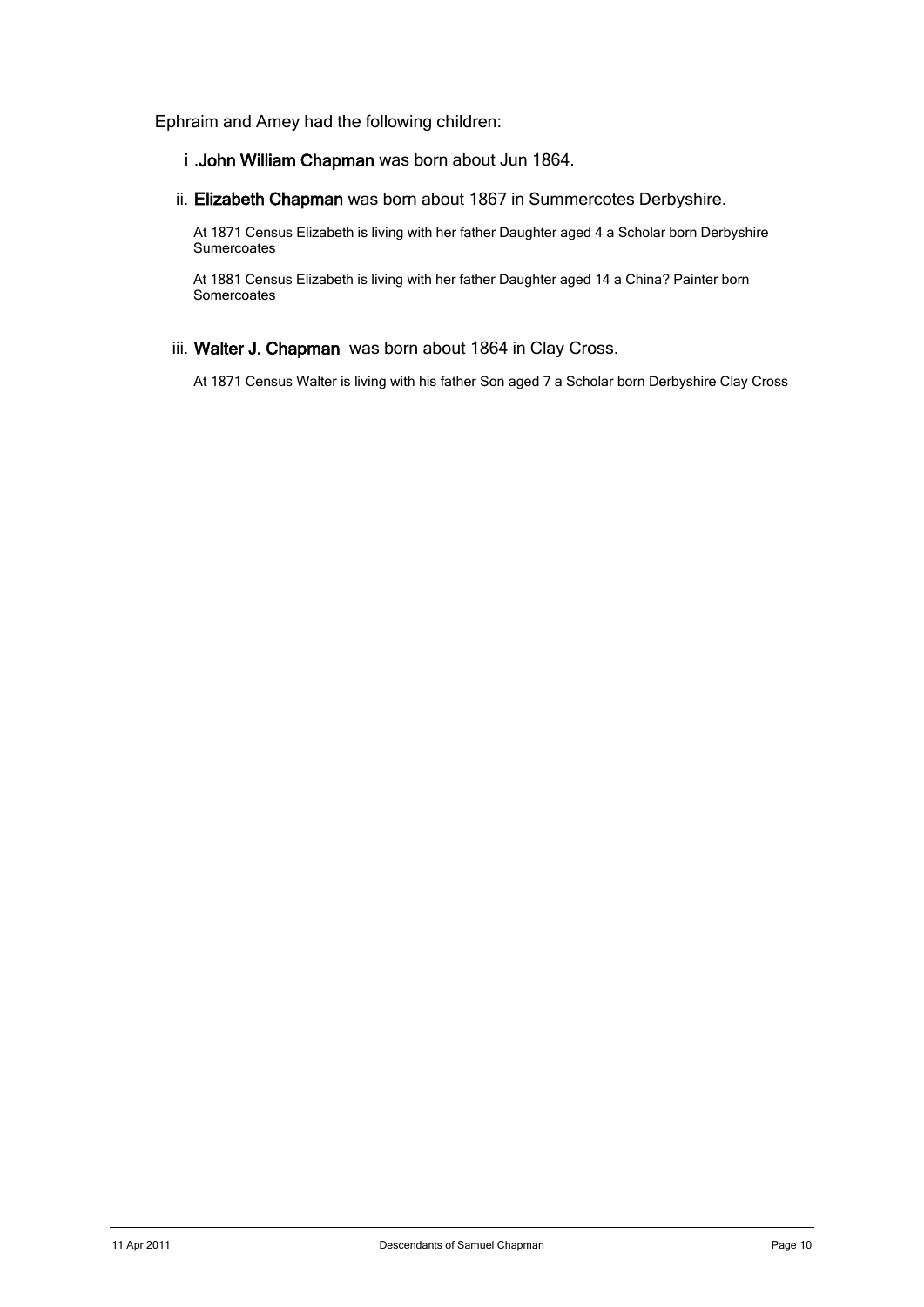Ephraim and Amey had the following children:

i .**John William Chapman** was born about Jun 1864.

ii. **Elizabeth Chapman** was born about 1867 in Summercotes Derbyshire.

At 1871 Census Elizabeth is living with her father Daughter aged 4 a Scholar born Derbyshire Sumercoates

At 1881 Census Elizabeth is living with her father Daughter aged 14 a China? Painter born Somercoates

iii. **Walter J. Chapman** was born about 1864 in Clay Cross.

At 1871 Census Walter is living with his father Son aged 7 a Scholar born Derbyshire Clay Cross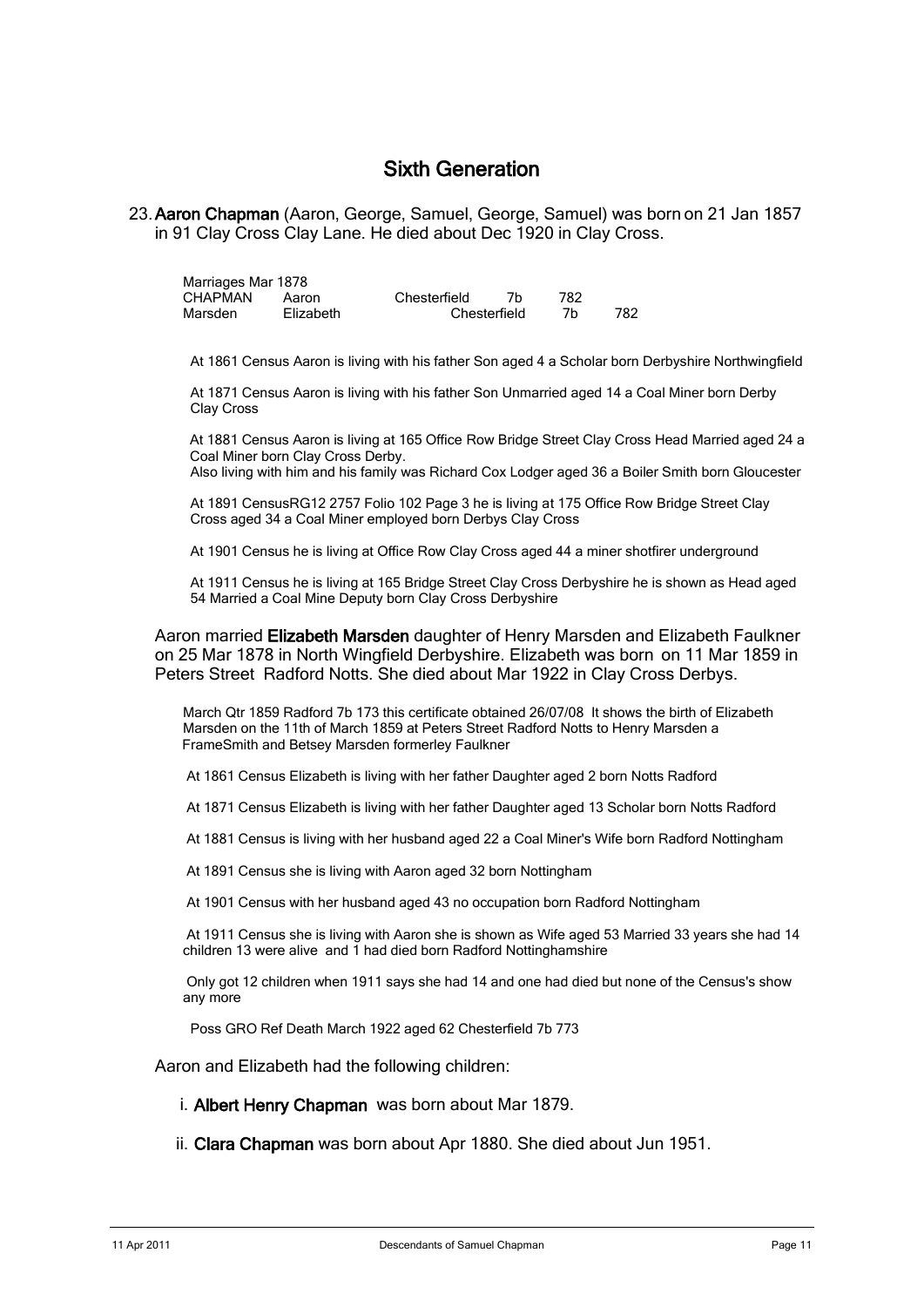# Sixth Generation

23. **Aaron Chapman** (Aaron, George, Samuel, George, Samuel) was born on 21 Jan 1857 in 91 Clay Cross Clay Lane. He died about Dec 1920 in Clay Cross.

| Marriages Mar 1878 | | | | |
|---|---|---|---|---|
| CHAPMAN | Aaron | Chesterfield | 7b | 782 |
| Marsden | Elizabeth | Chesterfield | 7b | 782 |

At 1861 Census Aaron is living with his father Son aged 4 a Scholar born Derbyshire Northwingfield

At 1871 Census Aaron is living with his father Son Unmarried aged 14 a Coal Miner born Derby Clay Cross

At 1881 Census Aaron is living at 165 Office Row Bridge Street Clay Cross Head Married aged 24 a Coal Miner born Clay Cross Derby.
Also living with him and his family was Richard Cox Lodger aged 36 a Boiler Smith born Gloucester

At 1891 CensusRG12 2757 Folio 102 Page 3 he is living at 175 Office Row Bridge Street Clay Cross aged 34 a Coal Miner employed born Derbys Clay Cross

At 1901 Census he is living at Office Row Clay Cross aged 44 a miner shotfirer underground

At 1911 Census he is living at 165 Bridge Street Clay Cross Derbyshire he is shown as Head aged 54 Married a Coal Mine Deputy born Clay Cross Derbyshire

Aaron married **Elizabeth Marsden** daughter of Henry Marsden and Elizabeth Faulkner on 25 Mar 1878 in North Wingfield Derbyshire. Elizabeth was born on 11 Mar 1859 in Peters Street Radford Notts. She died about Mar 1922 in Clay Cross Derbys.

March Qtr 1859 Radford 7b 173 this certificate obtained 26/07/08 It shows the birth of Elizabeth Marsden on the 11th of March 1859 at Peters Street Radford Notts to Henry Marsden a FrameSmith and Betsey Marsden formerley Faulkner

At 1861 Census Elizabeth is living with her father Daughter aged 2 born Notts Radford

At 1871 Census Elizabeth is living with her father Daughter aged 13 Scholar born Notts Radford

At 1881 Census is living with her husband aged 22 a Coal Miner's Wife born Radford Nottingham

At 1891 Census she is living with Aaron aged 32 born Nottingham

At 1901 Census with her husband aged 43 no occupation born Radford Nottingham

At 1911 Census she is living with Aaron she is shown as Wife aged 53 Married 33 years she had 14 children 13 were alive and 1 had died born Radford Nottinghamshire

Only got 12 children when 1911 says she had 14 and one had died but none of the Census's show any more

Poss GRO Ref Death March 1922 aged 62 Chesterfield 7b 773

Aaron and Elizabeth had the following children:

i. **Albert Henry Chapman** was born about Mar 1879.

ii. **Clara Chapman** was born about Apr 1880. She died about Jun 1951.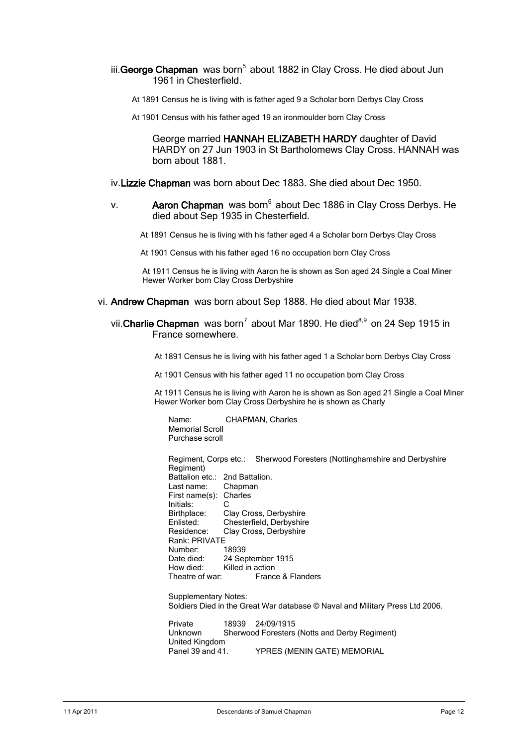iii. **George Chapman** was born[5] about 1882 in Clay Cross. He died about Jun 1961 in Chesterfield.

At 1891 Census he is living with is father aged 9 a Scholar born Derbys Clay Cross

At 1901 Census with his father aged 19 an ironmoulder born Clay Cross

George married **HANNAH ELIZABETH HARDY** daughter of David HARDY on 27 Jun 1903 in St Bartholomews Clay Cross. HANNAH was born about 1881.

iv. **Lizzie Chapman** was born about Dec 1883. She died about Dec 1950.

v. **Aaron Chapman** was born[6] about Dec 1886 in Clay Cross Derbys. He died about Sep 1935 in Chesterfield.

At 1891 Census he is living with his father aged 4 a Scholar born Derbys Clay Cross

At 1901 Census with his father aged 16 no occupation born Clay Cross

At 1911 Census he is living with Aaron he is shown as Son aged 24 Single a Coal Miner Hewer Worker born Clay Cross Derbyshire

vi. **Andrew Chapman** was born about Sep 1888. He died about Mar 1938.

vii. **Charlie Chapman** was born[7] about Mar 1890. He died[8,9] on 24 Sep 1915 in France somewhere.

At 1891 Census he is living with his father aged 1 a Scholar born Derbys Clay Cross

At 1901 Census with his father aged 11 no occupation born Clay Cross

At 1911 Census he is living with Aaron he is shown as Son aged 21 Single a Coal Miner Hewer Worker born Clay Cross Derbyshire he is shown as Charly

Name: CHAPMAN, Charles
Memorial Scroll
Purchase scroll

Regiment, Corps etc.: Sherwood Foresters (Nottinghamshire and Derbyshire Regiment)
Battalion etc.: 2nd Battalion.
Last name: Chapman
First name(s): Charles
Initials: C
Birthplace: Clay Cross, Derbyshire
Enlisted: Chesterfield, Derbyshire
Residence: Clay Cross, Derbyshire
Rank: PRIVATE
Number: 18939
Date died: 24 September 1915
How died: Killed in action
Theatre of war: France & Flanders

Supplementary Notes:
Soldiers Died in the Great War database © Naval and Military Press Ltd 2006.

Private 18939 24/09/1915
Unknown Sherwood Foresters (Notts and Derby Regiment)
United Kingdom
Panel 39 and 41. YPRES (MENIN GATE) MEMORIAL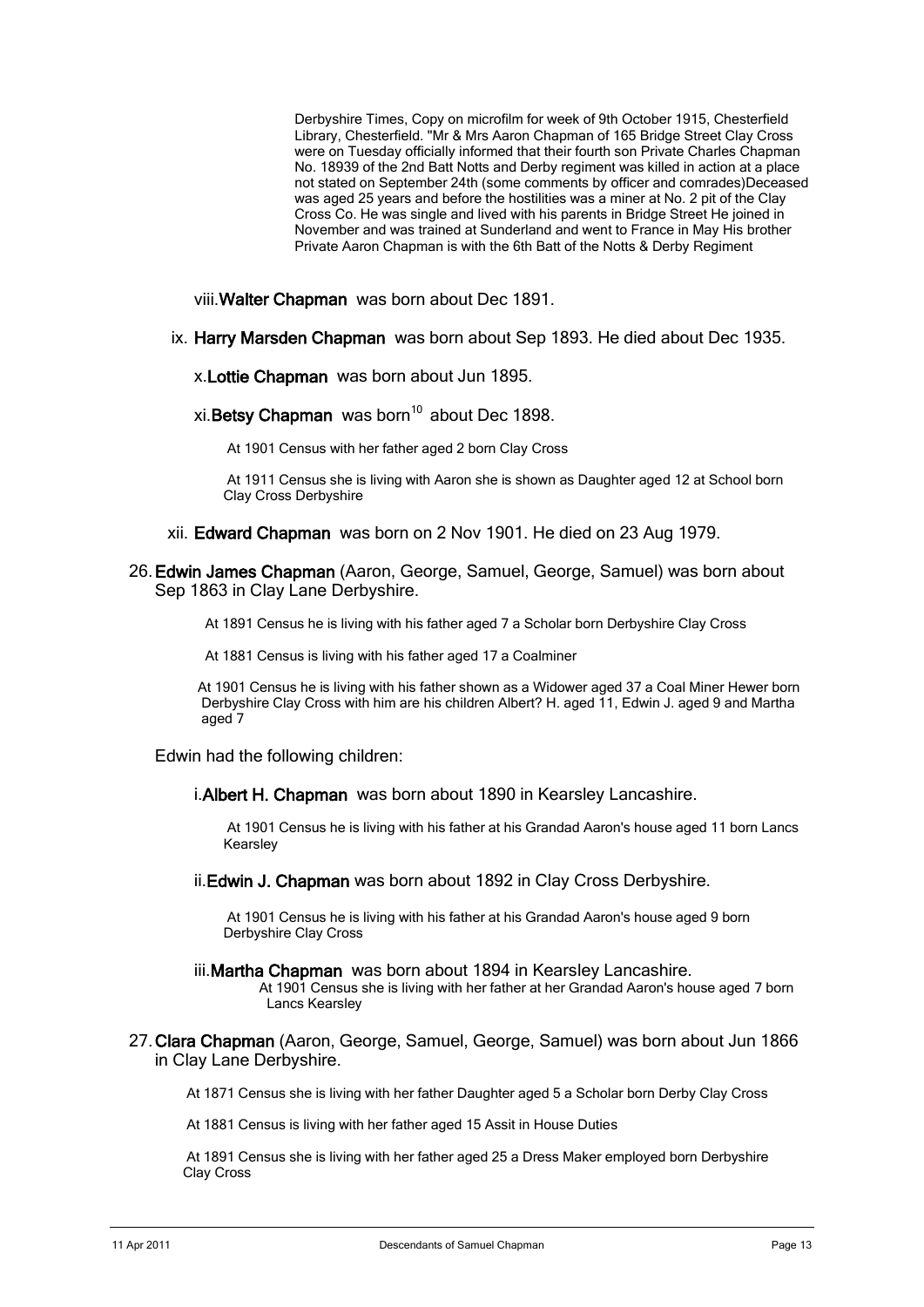Derbyshire Times, Copy on microfilm for week of 9th October 1915, Chesterfield Library, Chesterfield. "Mr & Mrs Aaron Chapman of 165 Bridge Street Clay Cross were on Tuesday officially informed that their fourth son Private Charles Chapman No. 18939 of the 2nd Batt Notts and Derby regiment was killed in action at a place not stated on September 24th (some comments by officer and comrades)Deceased was aged 25 years and before the hostilities was a miner at No. 2 pit of the Clay Cross Co. He was single and lived with his parents in Bridge Street He joined in November and was trained at Sunderland and went to France in May His brother Private Aaron Chapman is with the 6th Batt of the Notts & Derby Regiment

viii. **Walter Chapman** was born about Dec 1891.

ix. **Harry Marsden Chapman** was born about Sep 1893. He died about Dec 1935.

x. **Lottie Chapman** was born about Jun 1895.

xi. **Betsy Chapman** was born[10] about Dec 1898.

At 1901 Census with her father aged 2 born Clay Cross

At 1911 Census she is living with Aaron she is shown as Daughter aged 12 at School born Clay Cross Derbyshire

xii. **Edward Chapman** was born on 2 Nov 1901. He died on 23 Aug 1979.

26. **Edwin James Chapman** (Aaron, George, Samuel, George, Samuel) was born about Sep 1863 in Clay Lane Derbyshire.

At 1891 Census he is living with his father aged 7 a Scholar born Derbyshire Clay Cross

At 1881 Census is living with his father aged 17 a Coalminer

At 1901 Census he is living with his father shown as a Widower aged 37 a Coal Miner Hewer born Derbyshire Clay Cross with him are his children Albert? H. aged 11, Edwin J. aged 9 and Martha aged 7

Edwin had the following children:

i. **Albert H. Chapman** was born about 1890 in Kearsley Lancashire.

At 1901 Census he is living with his father at his Grandad Aaron's house aged 11 born Lancs Kearsley

ii. **Edwin J. Chapman** was born about 1892 in Clay Cross Derbyshire.

At 1901 Census he is living with his father at his Grandad Aaron's house aged 9 born Derbyshire Clay Cross

iii. **Martha Chapman** was born about 1894 in Kearsley Lancashire.

At 1901 Census she is living with her father at her Grandad Aaron's house aged 7 born Lancs Kearsley

27. **Clara Chapman** (Aaron, George, Samuel, George, Samuel) was born about Jun 1866 in Clay Lane Derbyshire.

At 1871 Census she is living with her father Daughter aged 5 a Scholar born Derby Clay Cross

At 1881 Census is living with her father aged 15 Assit in House Duties

At 1891 Census she is living with her father aged 25 a Dress Maker employed born Derbyshire Clay Cross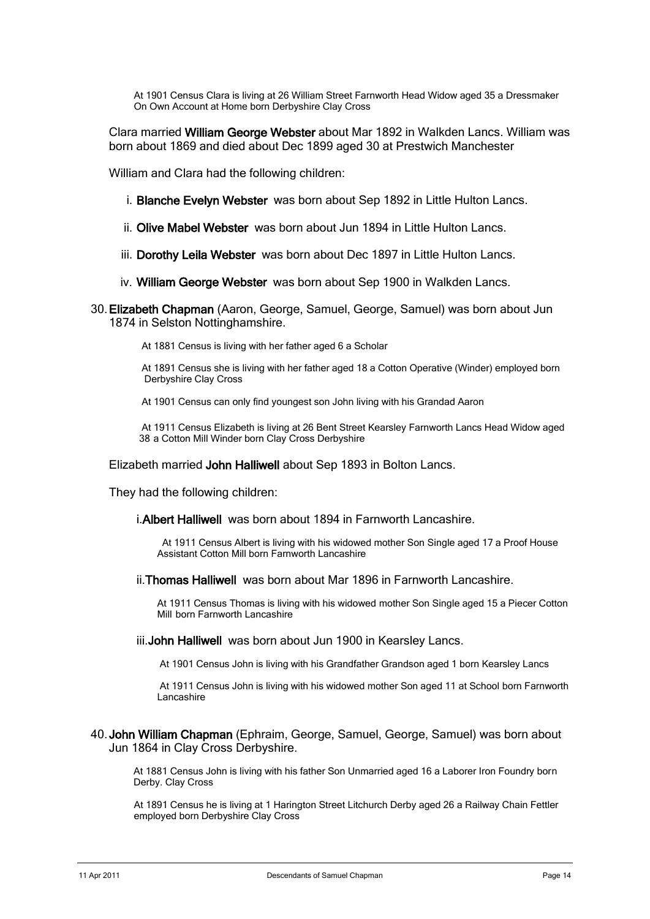At 1901 Census Clara is living at 26 William Street Farnworth Head Widow aged 35 a Dressmaker On Own Account at Home born Derbyshire Clay Cross

Clara married **William George Webster** about Mar 1892 in Walkden Lancs. William was born about 1869 and died about Dec 1899 aged 30 at Prestwich Manchester

William and Clara had the following children:

i. **Blanche Evelyn Webster** was born about Sep 1892 in Little Hulton Lancs.

ii. **Olive Mabel Webster** was born about Jun 1894 in Little Hulton Lancs.

iii. **Dorothy Leila Webster** was born about Dec 1897 in Little Hulton Lancs.

iv. **William George Webster** was born about Sep 1900 in Walkden Lancs.

30. **Elizabeth Chapman** (Aaron, George, Samuel, George, Samuel) was born about Jun 1874 in Selston Nottinghamshire.

At 1881 Census is living with her father aged 6 a Scholar

At 1891 Census she is living with her father aged 18 a Cotton Operative (Winder) employed born Derbyshire Clay Cross

At 1901 Census can only find youngest son John living with his Grandad Aaron

At 1911 Census Elizabeth is living at 26 Bent Street Kearsley Farnworth Lancs Head Widow aged 38 a Cotton Mill Winder born Clay Cross Derbyshire

Elizabeth married **John Halliwell** about Sep 1893 in Bolton Lancs.

They had the following children:

i. **Albert Halliwell** was born about 1894 in Farnworth Lancashire.

At 1911 Census Albert is living with his widowed mother Son Single aged 17 a Proof House Assistant Cotton Mill born Farnworth Lancashire

ii. **Thomas Halliwell** was born about Mar 1896 in Farnworth Lancashire.

At 1911 Census Thomas is living with his widowed mother Son Single aged 15 a Piecer Cotton Mill born Farnworth Lancashire

iii. **John Halliwell** was born about Jun 1900 in Kearsley Lancs.

At 1901 Census John is living with his Grandfather Grandson aged 1 born Kearsley Lancs

At 1911 Census John is living with his widowed mother Son aged 11 at School born Farnworth Lancashire

40. **John William Chapman** (Ephraim, George, Samuel, George, Samuel) was born about Jun 1864 in Clay Cross Derbyshire.

At 1881 Census John is living with his father Son Unmarried aged 16 a Laborer Iron Foundry born Derby. Clay Cross

At 1891 Census he is living at 1 Harington Street Litchurch Derby aged 26 a Railway Chain Fettler employed born Derbyshire Clay Cross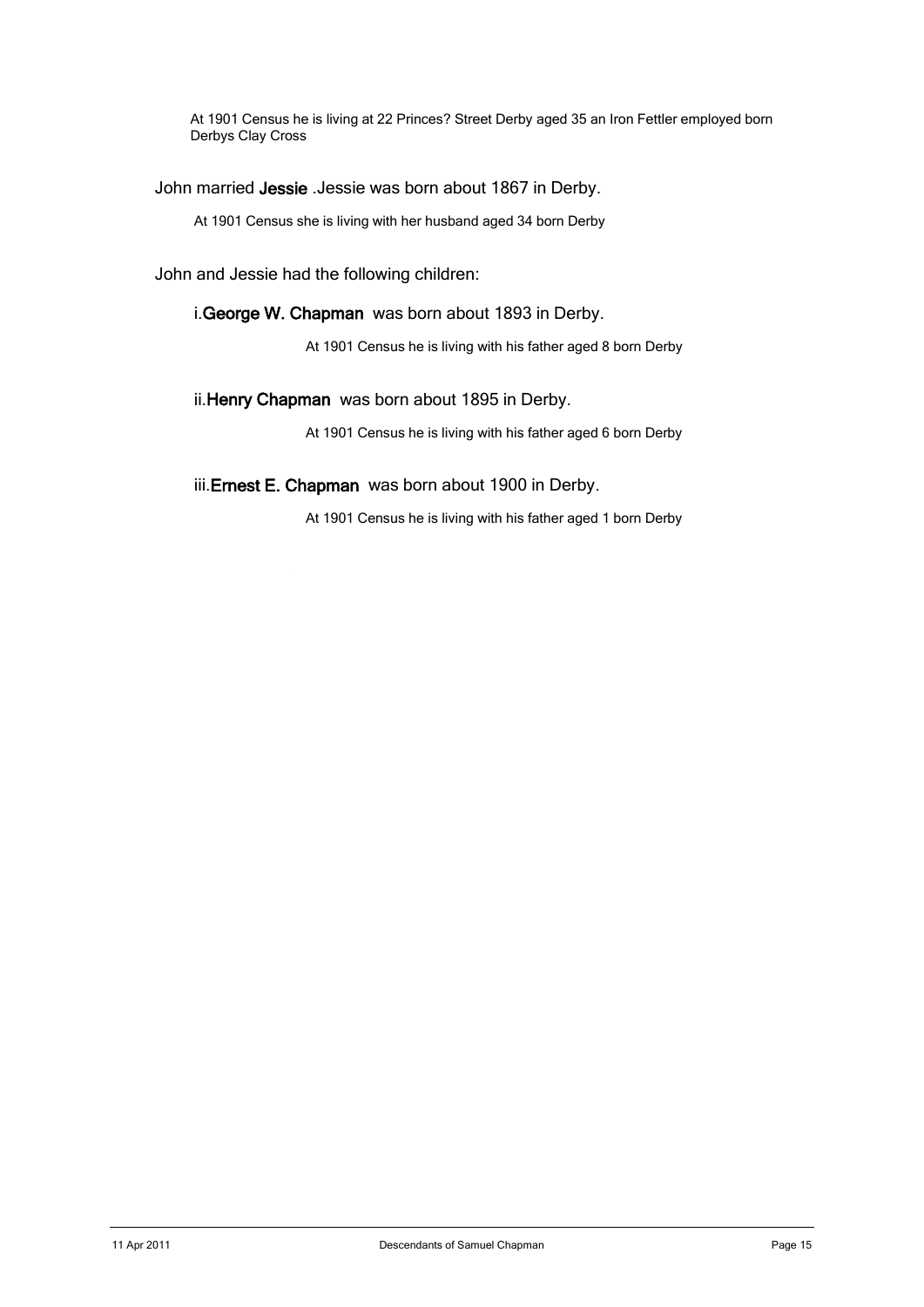At 1901 Census he is living at 22 Princes? Street Derby aged 35 an Iron Fettler employed born Derbys Clay Cross

John married **Jessie** .Jessie was born about 1867 in Derby.

At 1901 Census she is living with her husband aged 34 born Derby

John and Jessie had the following children:

i.**George W. Chapman** was born about 1893 in Derby.

At 1901 Census he is living with his father aged 8 born Derby

ii.**Henry Chapman** was born about 1895 in Derby.

At 1901 Census he is living with his father aged 6 born Derby

iii.**Ernest E. Chapman** was born about 1900 in Derby.

At 1901 Census he is living with his father aged 1 born Derby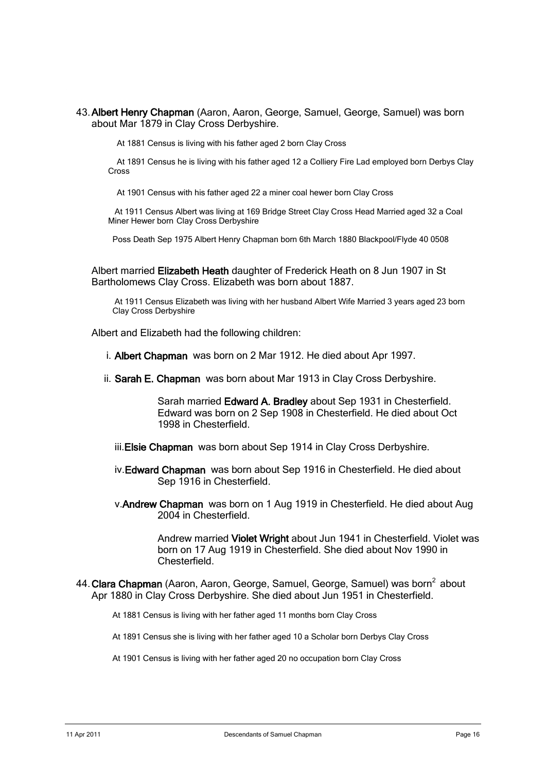43. **Albert Henry Chapman** (Aaron, Aaron, George, Samuel, George, Samuel) was born about Mar 1879 in Clay Cross Derbyshire.

At 1881 Census is living with his father aged 2 born Clay Cross

At 1891 Census he is living with his father aged 12 a Colliery Fire Lad employed born Derbys Clay Cross

At 1901 Census with his father aged 22 a miner coal hewer born Clay Cross

At 1911 Census Albert was living at 169 Bridge Street Clay Cross Head Married aged 32 a Coal Miner Hewer born Clay Cross Derbyshire

Poss Death Sep 1975 Albert Henry Chapman born 6th March 1880 Blackpool/Flyde 40 0508

Albert married **Elizabeth Heath** daughter of Frederick Heath on 8 Jun 1907 in St Bartholomews Clay Cross. Elizabeth was born about 1887.

At 1911 Census Elizabeth was living with her husband Albert Wife Married 3 years aged 23 born Clay Cross Derbyshire

Albert and Elizabeth had the following children:

i. **Albert Chapman** was born on 2 Mar 1912. He died about Apr 1997.

ii. **Sarah E. Chapman** was born about Mar 1913 in Clay Cross Derbyshire.

Sarah married **Edward A. Bradley** about Sep 1931 in Chesterfield. Edward was born on 2 Sep 1908 in Chesterfield. He died about Oct 1998 in Chesterfield.

iii. **Elsie Chapman** was born about Sep 1914 in Clay Cross Derbyshire.

iv. **Edward Chapman** was born about Sep 1916 in Chesterfield. He died about Sep 1916 in Chesterfield.

v. **Andrew Chapman** was born on 1 Aug 1919 in Chesterfield. He died about Aug 2004 in Chesterfield.

Andrew married **Violet Wright** about Jun 1941 in Chesterfield. Violet was born on 17 Aug 1919 in Chesterfield. She died about Nov 1990 in Chesterfield.

44. **Clara Chapman** (Aaron, Aaron, George, Samuel, George, Samuel) was born[2] about Apr 1880 in Clay Cross Derbyshire. She died about Jun 1951 in Chesterfield.

At 1881 Census is living with her father aged 11 months born Clay Cross

At 1891 Census she is living with her father aged 10 a Scholar born Derbys Clay Cross

At 1901 Census is living with her father aged 20 no occupation born Clay Cross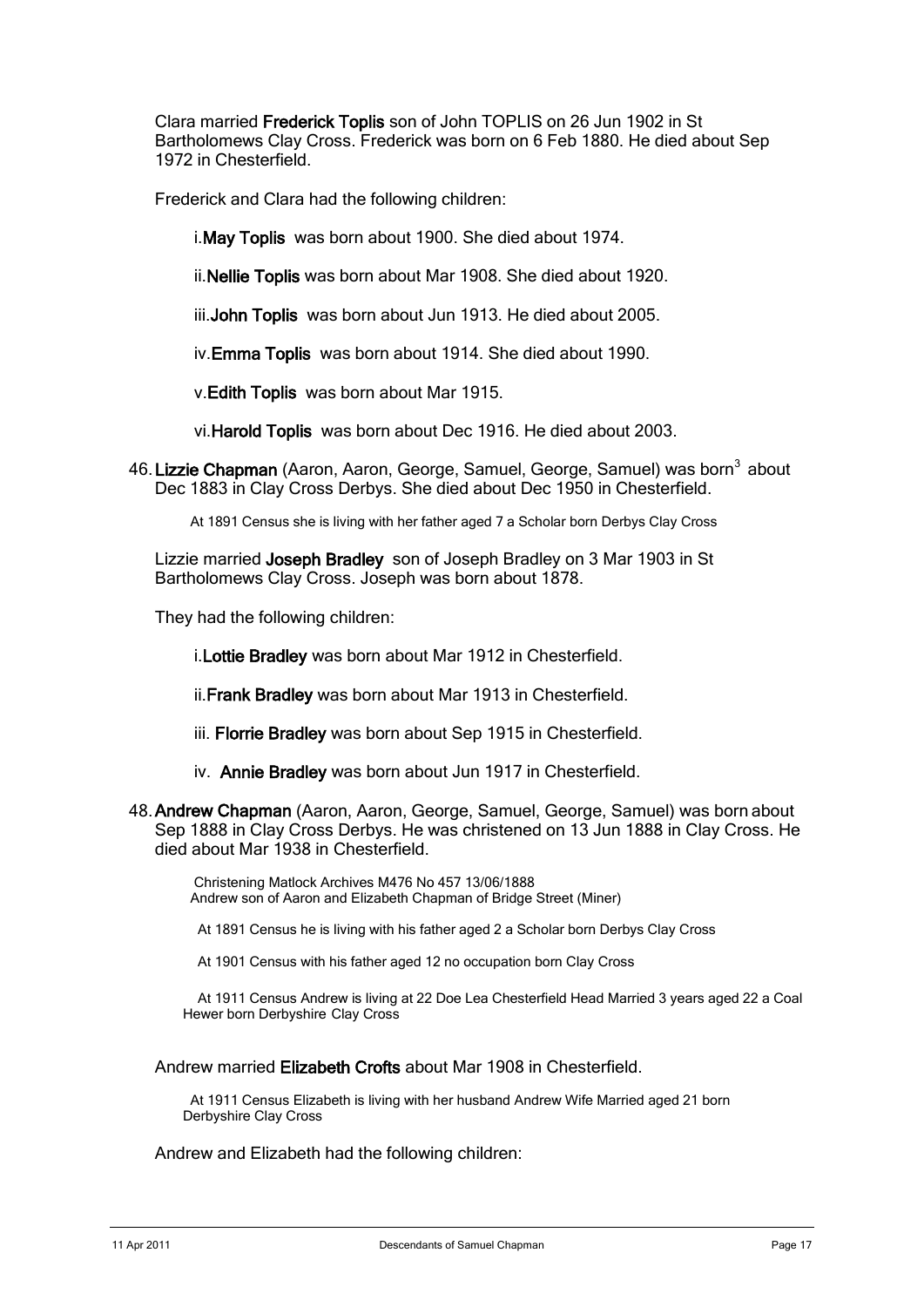Clara married **Frederick Toplis** son of John TOPLIS on 26 Jun 1902 in St Bartholomews Clay Cross. Frederick was born on 6 Feb 1880. He died about Sep 1972 in Chesterfield.

Frederick and Clara had the following children:

i. **May Toplis** was born about 1900. She died about 1974.

ii. **Nellie Toplis** was born about Mar 1908. She died about 1920.

iii. **John Toplis** was born about Jun 1913. He died about 2005.

iv. **Emma Toplis** was born about 1914. She died about 1990.

v. **Edith Toplis** was born about Mar 1915.

vi. **Harold Toplis** was born about Dec 1916. He died about 2003.

46. **Lizzie Chapman** (Aaron, Aaron, George, Samuel, George, Samuel) was born[3] about Dec 1883 in Clay Cross Derbys. She died about Dec 1950 in Chesterfield.

At 1891 Census she is living with her father aged 7 a Scholar born Derbys Clay Cross

Lizzie married **Joseph Bradley** son of Joseph Bradley on 3 Mar 1903 in St Bartholomews Clay Cross. Joseph was born about 1878.

They had the following children:

i. **Lottie Bradley** was born about Mar 1912 in Chesterfield.

ii. **Frank Bradley** was born about Mar 1913 in Chesterfield.

iii. **Florrie Bradley** was born about Sep 1915 in Chesterfield.

iv. **Annie Bradley** was born about Jun 1917 in Chesterfield.

48. **Andrew Chapman** (Aaron, Aaron, George, Samuel, George, Samuel) was born about Sep 1888 in Clay Cross Derbys. He was christened on 13 Jun 1888 in Clay Cross. He died about Mar 1938 in Chesterfield.

Christening Matlock Archives M476 No 457 13/06/1888
Andrew son of Aaron and Elizabeth Chapman of Bridge Street (Miner)

At 1891 Census he is living with his father aged 2 a Scholar born Derbys Clay Cross

At 1901 Census with his father aged 12 no occupation born Clay Cross

At 1911 Census Andrew is living at 22 Doe Lea Chesterfield Head Married 3 years aged 22 a Coal Hewer born Derbyshire Clay Cross

Andrew married **Elizabeth Crofts** about Mar 1908 in Chesterfield.

At 1911 Census Elizabeth is living with her husband Andrew Wife Married aged 21 born Derbyshire Clay Cross

Andrew and Elizabeth had the following children: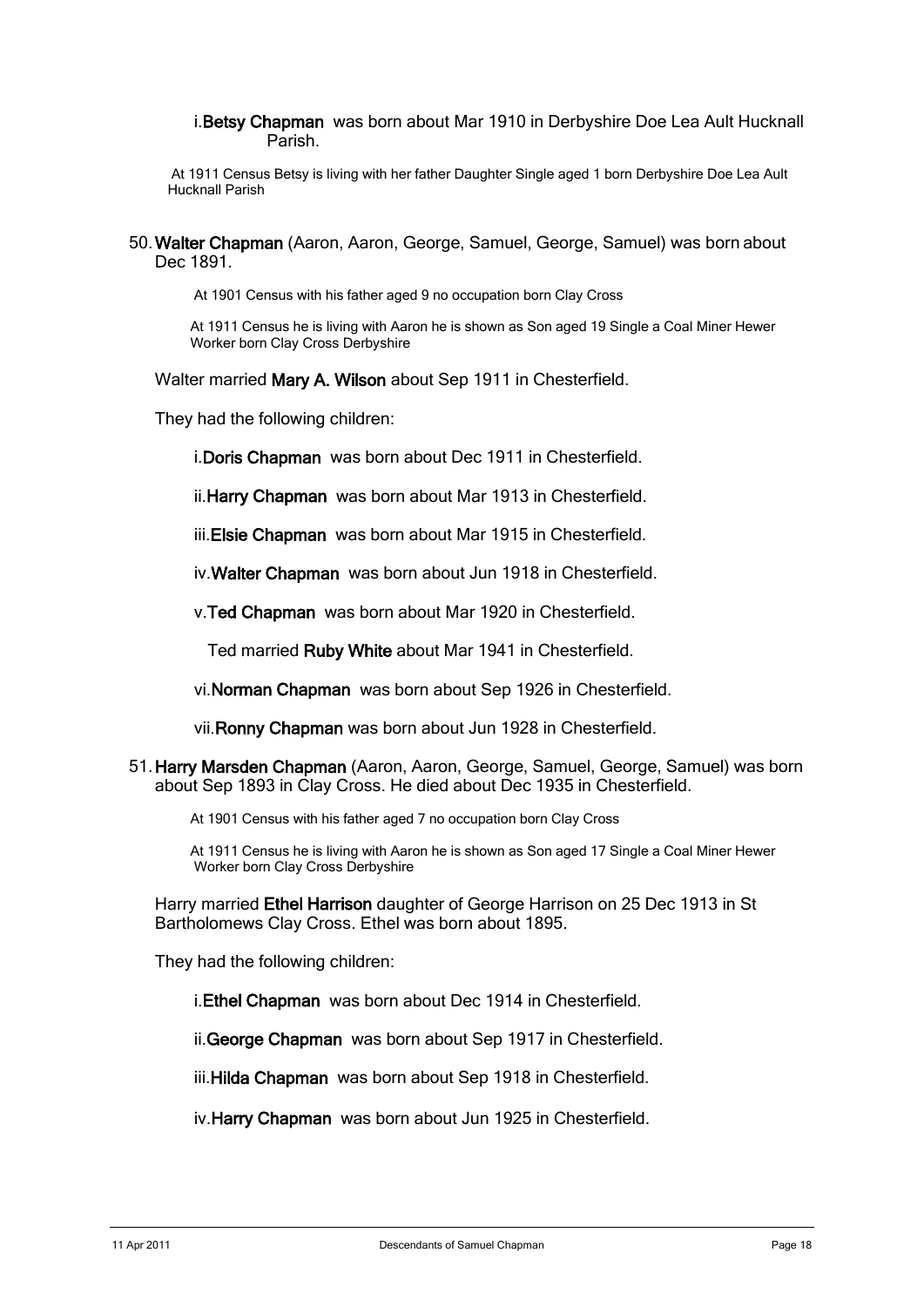i. **Betsy Chapman** was born about Mar 1910 in Derbyshire Doe Lea Ault Hucknall Parish.

At 1911 Census Betsy is living with her father Daughter Single aged 1 born Derbyshire Doe Lea Ault Hucknall Parish

50. **Walter Chapman** (Aaron, Aaron, George, Samuel, George, Samuel) was born about Dec 1891.

At 1901 Census with his father aged 9 no occupation born Clay Cross

At 1911 Census he is living with Aaron he is shown as Son aged 19 Single a Coal Miner Hewer Worker born Clay Cross Derbyshire

Walter married **Mary A. Wilson** about Sep 1911 in Chesterfield.

They had the following children:

i. **Doris Chapman** was born about Dec 1911 in Chesterfield.

ii. **Harry Chapman** was born about Mar 1913 in Chesterfield.

iii. **Elsie Chapman** was born about Mar 1915 in Chesterfield.

iv. **Walter Chapman** was born about Jun 1918 in Chesterfield.

v. **Ted Chapman** was born about Mar 1920 in Chesterfield.

Ted married **Ruby White** about Mar 1941 in Chesterfield.

vi. **Norman Chapman** was born about Sep 1926 in Chesterfield.

vii. **Ronny Chapman** was born about Jun 1928 in Chesterfield.

51. **Harry Marsden Chapman** (Aaron, Aaron, George, Samuel, George, Samuel) was born about Sep 1893 in Clay Cross. He died about Dec 1935 in Chesterfield.

At 1901 Census with his father aged 7 no occupation born Clay Cross

At 1911 Census he is living with Aaron he is shown as Son aged 17 Single a Coal Miner Hewer Worker born Clay Cross Derbyshire

Harry married **Ethel Harrison** daughter of George Harrison on 25 Dec 1913 in St Bartholomews Clay Cross. Ethel was born about 1895.

They had the following children:

i. **Ethel Chapman** was born about Dec 1914 in Chesterfield.

ii. **George Chapman** was born about Sep 1917 in Chesterfield.

iii. **Hilda Chapman** was born about Sep 1918 in Chesterfield.

iv. **Harry Chapman** was born about Jun 1925 in Chesterfield.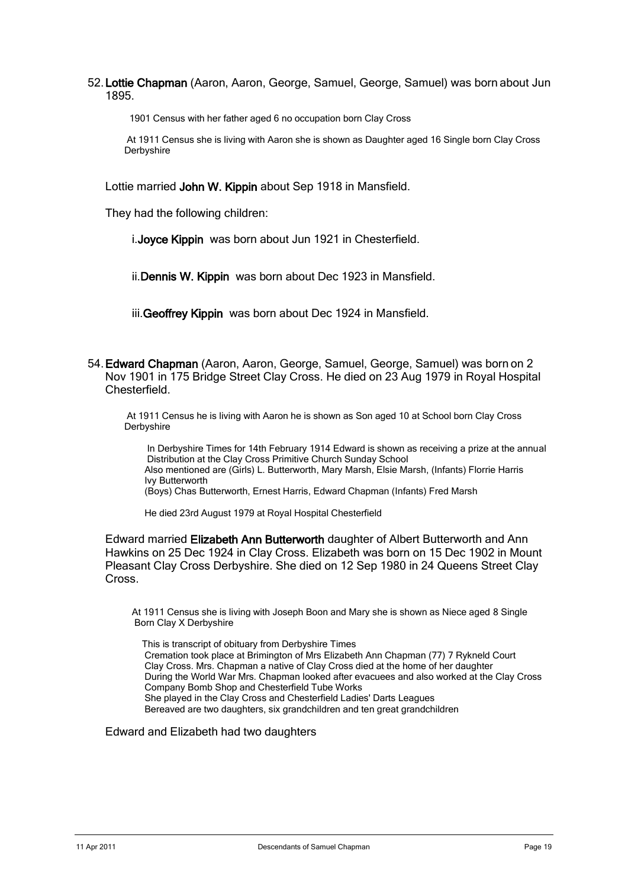52. **Lottie Chapman** (Aaron, Aaron, George, Samuel, George, Samuel) was born about Jun 1895.

1901 Census with her father aged 6 no occupation born Clay Cross

At 1911 Census she is living with Aaron she is shown as Daughter aged 16 Single born Clay Cross Derbyshire

Lottie married **John W. Kippin** about Sep 1918 in Mansfield.

They had the following children:

i. **Joyce Kippin** was born about Jun 1921 in Chesterfield.

ii. **Dennis W. Kippin** was born about Dec 1923 in Mansfield.

iii. **Geoffrey Kippin** was born about Dec 1924 in Mansfield.

54. **Edward Chapman** (Aaron, Aaron, George, Samuel, George, Samuel) was born on 2 Nov 1901 in 175 Bridge Street Clay Cross. He died on 23 Aug 1979 in Royal Hospital Chesterfield.

At 1911 Census he is living with Aaron he is shown as Son aged 10 at School born Clay Cross Derbyshire

In Derbyshire Times for 14th February 1914 Edward is shown as receiving a prize at the annual Distribution at the Clay Cross Primitive Church Sunday School
Also mentioned are (Girls) L. Butterworth, Mary Marsh, Elsie Marsh, (Infants) Florrie Harris Ivy Butterworth
(Boys) Chas Butterworth, Ernest Harris, Edward Chapman (Infants) Fred Marsh

He died 23rd August 1979 at Royal Hospital Chesterfield

Edward married **Elizabeth Ann Butterworth** daughter of Albert Butterworth and Ann Hawkins on 25 Dec 1924 in Clay Cross. Elizabeth was born on 15 Dec 1902 in Mount Pleasant Clay Cross Derbyshire. She died on 12 Sep 1980 in 24 Queens Street Clay Cross.

At 1911 Census she is living with Joseph Boon and Mary she is shown as Niece aged 8 Single Born Clay X Derbyshire

This is transcript of obituary from Derbyshire Times
Cremation took place at Brimington of Mrs Elizabeth Ann Chapman (77) 7 Rykneld Court Clay Cross. Mrs. Chapman a native of Clay Cross died at the home of her daughter
During the World War Mrs. Chapman looked after evacuees and also worked at the Clay Cross Company Bomb Shop and Chesterfield Tube Works
She played in the Clay Cross and Chesterfield Ladies' Darts Leagues
Bereaved are two daughters, six grandchildren and ten great grandchildren

Edward and Elizabeth had two daughters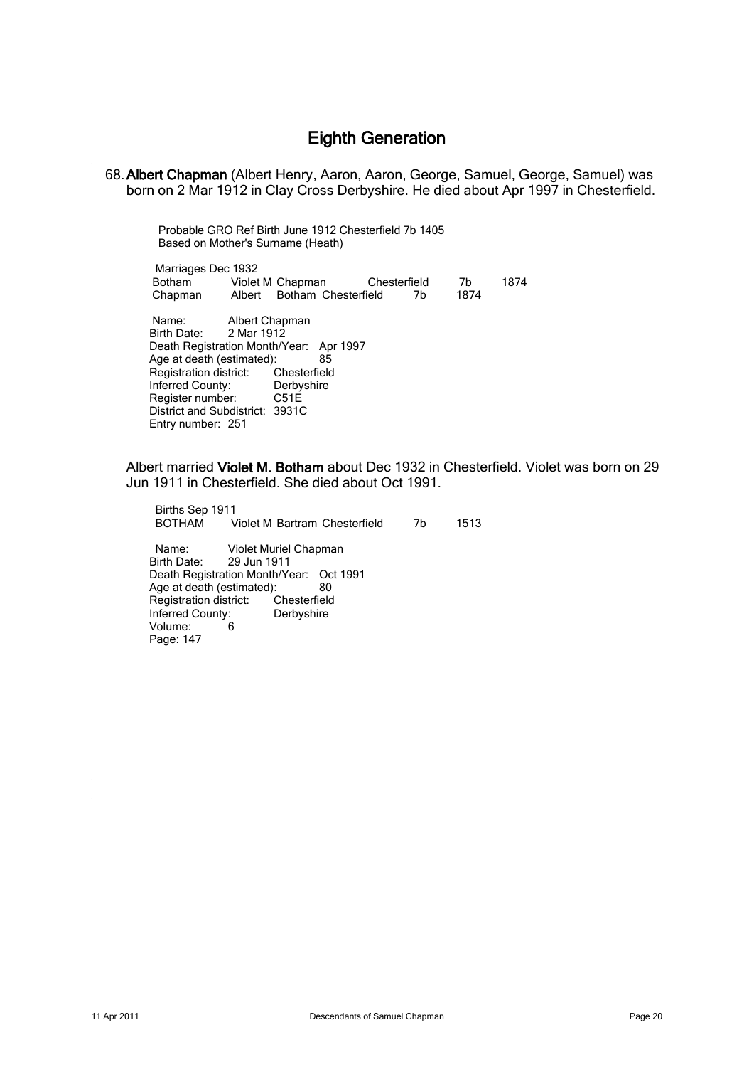# Eighth Generation

68. **Albert Chapman** (Albert Henry, Aaron, Aaron, George, Samuel, George, Samuel) was born on 2 Mar 1912 in Clay Cross Derbyshire. He died about Apr 1997 in Chesterfield.

Probable GRO Ref Birth June 1912 Chesterfield 7b 1405
Based on Mother's Surname (Heath)

Marriages Dec 1932

| | | | | | |
|---|---|---|---|---|---|
| Botham | Violet M | Chapman | Chesterfield | 7b | 1874 |
| Chapman | Albert | Botham | Chesterfield | 7b | 1874 |

Name: Albert Chapman
Birth Date: 2 Mar 1912
Death Registration Month/Year: Apr 1997
Age at death (estimated): 85
Registration district: Chesterfield
Inferred County: Derbyshire
Register number: C51E
District and Subdistrict: 3931C
Entry number: 251

Albert married **Violet M. Botham** about Dec 1932 in Chesterfield. Violet was born on 29 Jun 1911 in Chesterfield. She died about Oct 1991.

Births Sep 1911

| | | | | | |
|---|---|---|---|---|---|
| BOTHAM | Violet M | Bartram | Chesterfield | 7b | 1513 |

Name: Violet Muriel Chapman
Birth Date: 29 Jun 1911
Death Registration Month/Year: Oct 1991
Age at death (estimated): 80
Registration district: Chesterfield
Inferred County: Derbyshire
Volume: 6
Page: 147